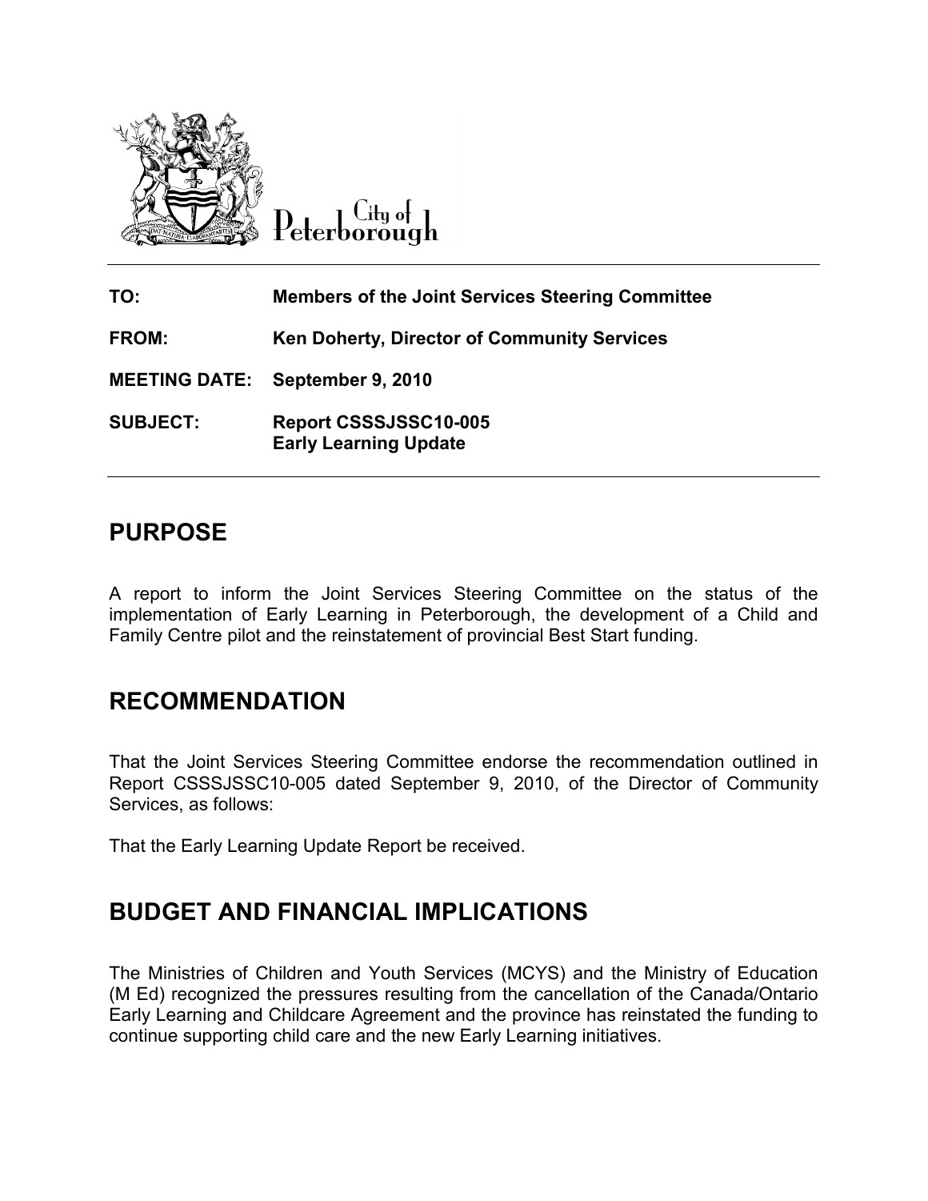City of Peterborough

| | |
|---|---|
| **TO:** | **Members of the Joint Services Steering Committee** |
| **FROM:** | **Ken Doherty, Director of Community Services** |
| **MEETING DATE:** | **September 9, 2010** |
| **SUBJECT:** | **Report CSSSJSSC10-005**<br>**Early Learning Update** |

## PURPOSE

A report to inform the Joint Services Steering Committee on the status of the implementation of Early Learning in Peterborough, the development of a Child and Family Centre pilot and the reinstatement of provincial Best Start funding.

## RECOMMENDATION

That the Joint Services Steering Committee endorse the recommendation outlined in Report CSSSJSSC10-005 dated September 9, 2010, of the Director of Community Services, as follows:

That the Early Learning Update Report be received.

## BUDGET AND FINANCIAL IMPLICATIONS

The Ministries of Children and Youth Services (MCYS) and the Ministry of Education (M Ed) recognized the pressures resulting from the cancellation of the Canada/Ontario Early Learning and Childcare Agreement and the province has reinstated the funding to continue supporting child care and the new Early Learning initiatives.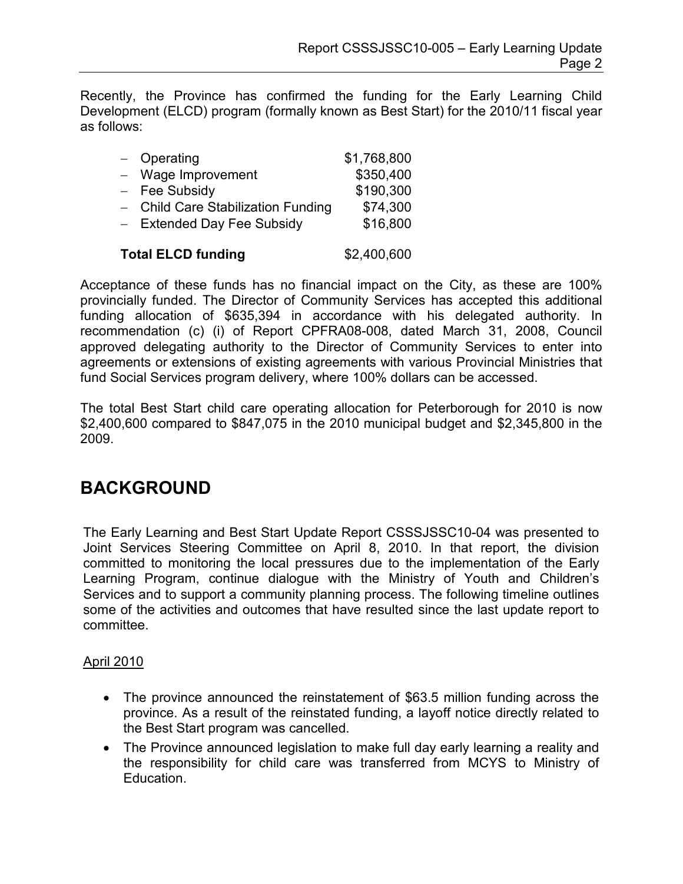Recently, the Province has confirmed the funding for the Early Learning Child Development (ELCD) program (formally known as Best Start) for the 2010/11 fiscal year as follows:

| | |
|---|---|
| – Operating | $1,768,800 |
| – Wage Improvement | $350,400 |
| – Fee Subsidy | $190,300 |
| – Child Care Stabilization Funding | $74,300 |
| – Extended Day Fee Subsidy | $16,800 |
| **Total ELCD funding** | $2,400,600 |

Acceptance of these funds has no financial impact on the City, as these are 100% provincially funded. The Director of Community Services has accepted this additional funding allocation of $635,394 in accordance with his delegated authority. In recommendation (c) (i) of Report CPFRA08-008, dated March 31, 2008, Council approved delegating authority to the Director of Community Services to enter into agreements or extensions of existing agreements with various Provincial Ministries that fund Social Services program delivery, where 100% dollars can be accessed.

The total Best Start child care operating allocation for Peterborough for 2010 is now $2,400,600 compared to $847,075 in the 2010 municipal budget and $2,345,800 in the 2009.

## BACKGROUND

The Early Learning and Best Start Update Report CSSSJSSC10-04 was presented to Joint Services Steering Committee on April 8, 2010. In that report, the division committed to monitoring the local pressures due to the implementation of the Early Learning Program, continue dialogue with the Ministry of Youth and Children's Services and to support a community planning process. The following timeline outlines some of the activities and outcomes that have resulted since the last update report to committee.

<u>April 2010</u>

- The province announced the reinstatement of $63.5 million funding across the province. As a result of the reinstated funding, a layoff notice directly related to the Best Start program was cancelled.
- The Province announced legislation to make full day early learning a reality and the responsibility for child care was transferred from MCYS to Ministry of Education.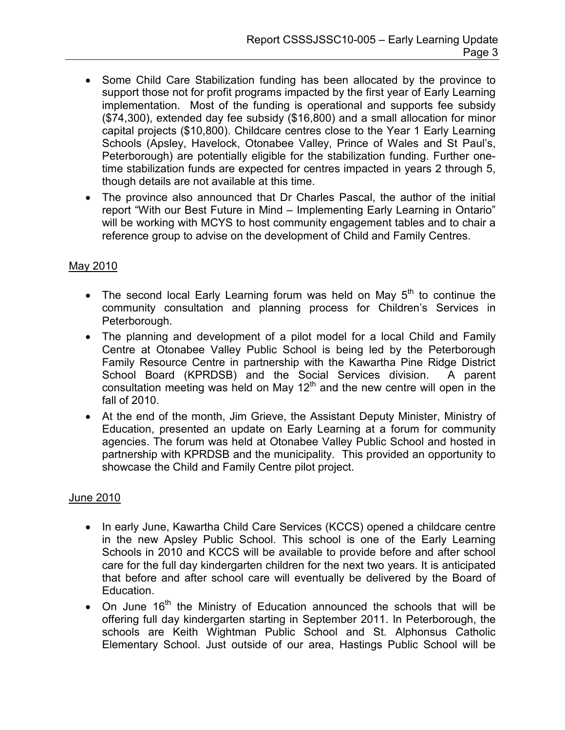- Some Child Care Stabilization funding has been allocated by the province to support those not for profit programs impacted by the first year of Early Learning implementation. Most of the funding is operational and supports fee subsidy ($74,300), extended day fee subsidy ($16,800) and a small allocation for minor capital projects ($10,800). Childcare centres close to the Year 1 Early Learning Schools (Apsley, Havelock, Otonabee Valley, Prince of Wales and St Paul's, Peterborough) are potentially eligible for the stabilization funding. Further one-time stabilization funds are expected for centres impacted in years 2 through 5, though details are not available at this time.
- The province also announced that Dr Charles Pascal, the author of the initial report "With our Best Future in Mind – Implementing Early Learning in Ontario" will be working with MCYS to host community engagement tables and to chair a reference group to advise on the development of Child and Family Centres.

May 2010

- The second local Early Learning forum was held on May 5th to continue the community consultation and planning process for Children's Services in Peterborough.
- The planning and development of a pilot model for a local Child and Family Centre at Otonabee Valley Public School is being led by the Peterborough Family Resource Centre in partnership with the Kawartha Pine Ridge District School Board (KPRDSB) and the Social Services division. A parent consultation meeting was held on May 12th and the new centre will open in the fall of 2010.
- At the end of the month, Jim Grieve, the Assistant Deputy Minister, Ministry of Education, presented an update on Early Learning at a forum for community agencies. The forum was held at Otonabee Valley Public School and hosted in partnership with KPRDSB and the municipality. This provided an opportunity to showcase the Child and Family Centre pilot project.

June 2010

- In early June, Kawartha Child Care Services (KCCS) opened a childcare centre in the new Apsley Public School. This school is one of the Early Learning Schools in 2010 and KCCS will be available to provide before and after school care for the full day kindergarten children for the next two years. It is anticipated that before and after school care will eventually be delivered by the Board of Education.
- On June 16th the Ministry of Education announced the schools that will be offering full day kindergarten starting in September 2011. In Peterborough, the schools are Keith Wightman Public School and St. Alphonsus Catholic Elementary School. Just outside of our area, Hastings Public School will be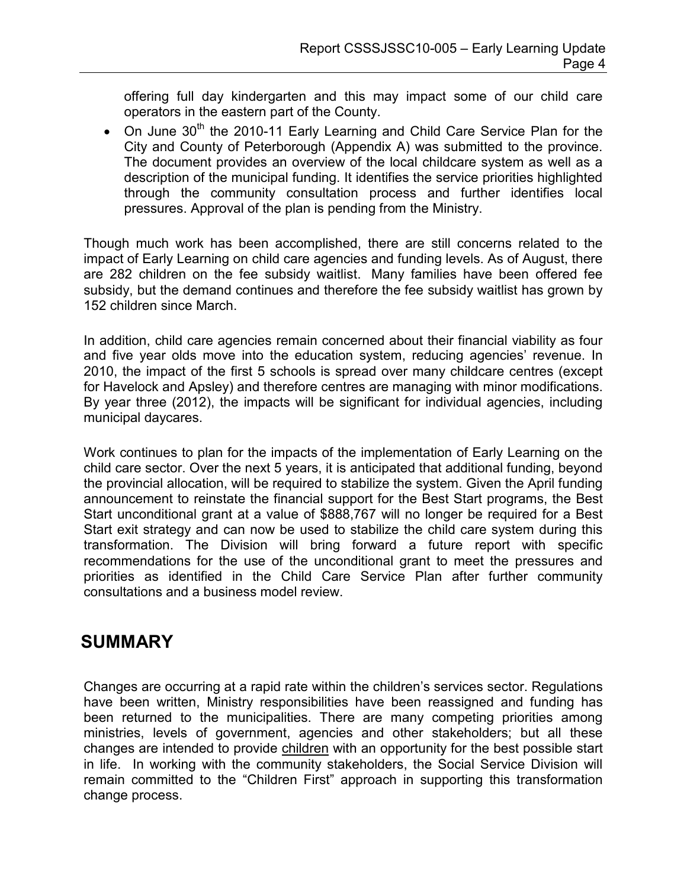offering full day kindergarten and this may impact some of our child care operators in the eastern part of the County.

- On June 30th the 2010-11 Early Learning and Child Care Service Plan for the City and County of Peterborough (Appendix A) was submitted to the province. The document provides an overview of the local childcare system as well as a description of the municipal funding. It identifies the service priorities highlighted through the community consultation process and further identifies local pressures. Approval of the plan is pending from the Ministry.

Though much work has been accomplished, there are still concerns related to the impact of Early Learning on child care agencies and funding levels. As of August, there are 282 children on the fee subsidy waitlist. Many families have been offered fee subsidy, but the demand continues and therefore the fee subsidy waitlist has grown by 152 children since March.

In addition, child care agencies remain concerned about their financial viability as four and five year olds move into the education system, reducing agencies' revenue. In 2010, the impact of the first 5 schools is spread over many childcare centres (except for Havelock and Apsley) and therefore centres are managing with minor modifications. By year three (2012), the impacts will be significant for individual agencies, including municipal daycares.

Work continues to plan for the impacts of the implementation of Early Learning on the child care sector. Over the next 5 years, it is anticipated that additional funding, beyond the provincial allocation, will be required to stabilize the system. Given the April funding announcement to reinstate the financial support for the Best Start programs, the Best Start unconditional grant at a value of $888,767 will no longer be required for a Best Start exit strategy and can now be used to stabilize the child care system during this transformation. The Division will bring forward a future report with specific recommendations for the use of the unconditional grant to meet the pressures and priorities as identified in the Child Care Service Plan after further community consultations and a business model review.

## SUMMARY

Changes are occurring at a rapid rate within the children's services sector. Regulations have been written, Ministry responsibilities have been reassigned and funding has been returned to the municipalities. There are many competing priorities among ministries, levels of government, agencies and other stakeholders; but all these changes are intended to provide children with an opportunity for the best possible start in life. In working with the community stakeholders, the Social Service Division will remain committed to the "Children First" approach in supporting this transformation change process.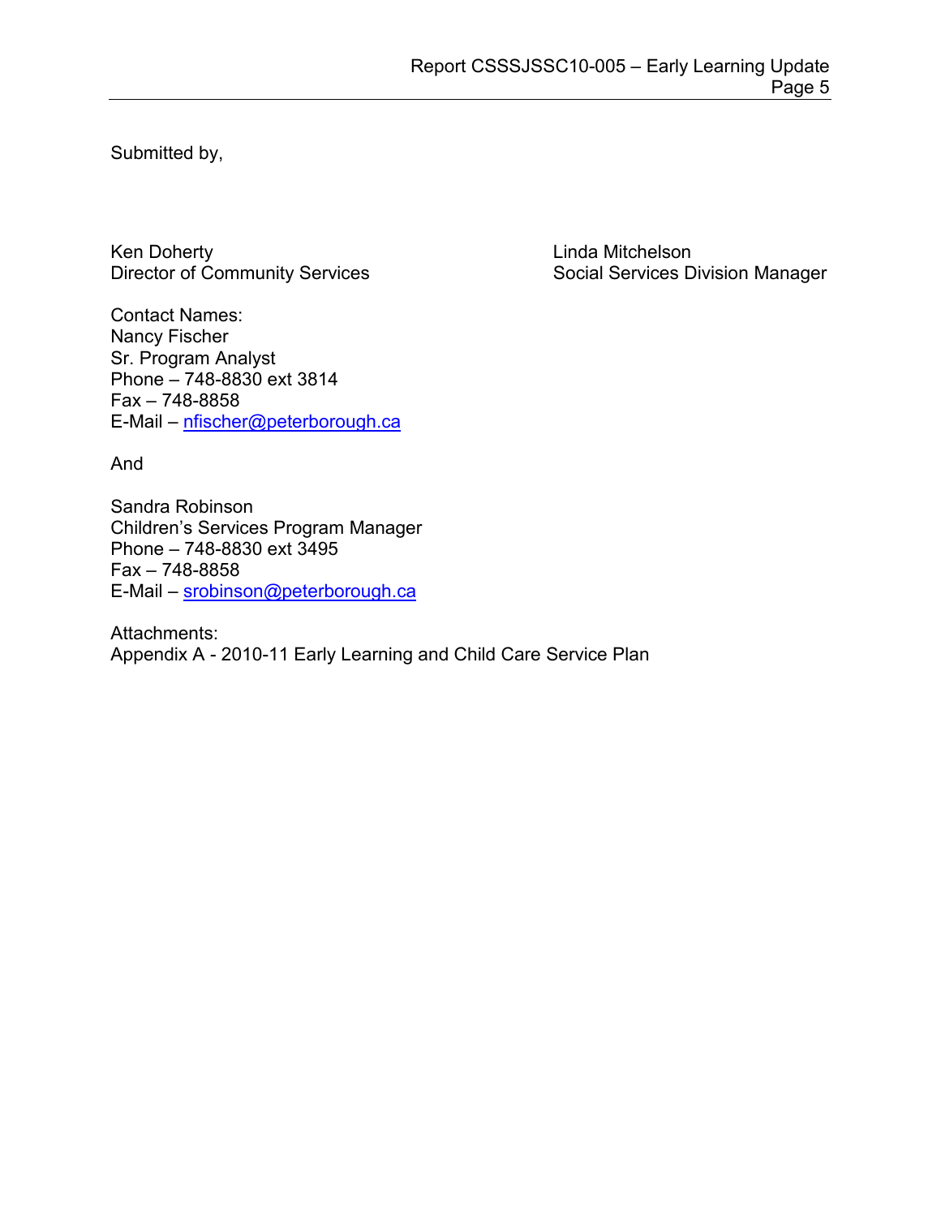Submitted by,

Ken Doherty
Director of Community Services

Linda Mitchelson
Social Services Division Manager

Contact Names:
Nancy Fischer
Sr. Program Analyst
Phone – 748-8830 ext 3814
Fax – 748-8858
E-Mail – nfischer@peterborough.ca

And

Sandra Robinson
Children's Services Program Manager
Phone – 748-8830 ext 3495
Fax – 748-8858
E-Mail – srobinson@peterborough.ca

Attachments:
Appendix A - 2010-11 Early Learning and Child Care Service Plan